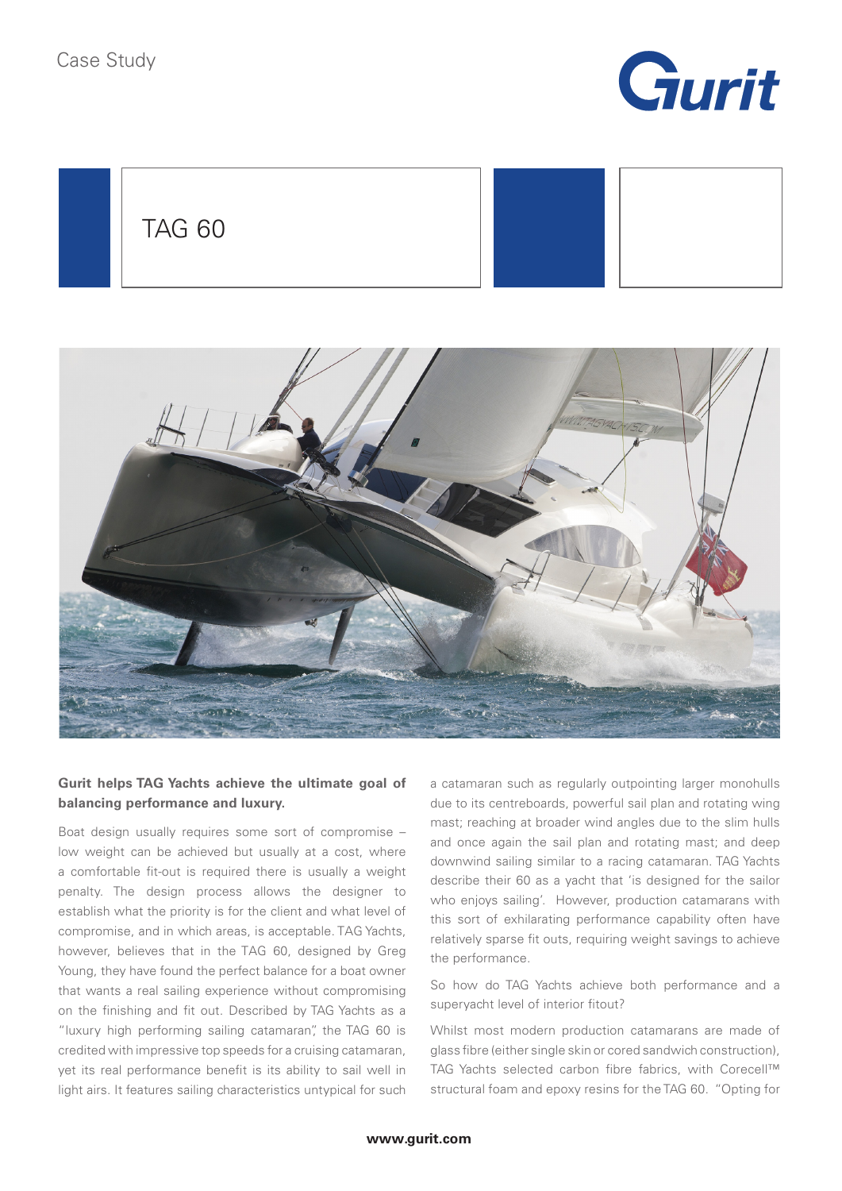Case Study

# TAG 60

**Gurit helps TAG Yachts achieve the ultimate goal of balancing performance and luxury.**

Boat design usually requires some sort of compromise – low weight can be achieved but usually at a cost, where a comfortable fit-out is required there is usually a weight penalty. The design process allows the designer to establish what the priority is for the client and what level of compromise, and in which areas, is acceptable. TAG Yachts, however, believes that in the TAG 60, designed by Greg Young, they have found the perfect balance for a boat owner that wants a real sailing experience without compromising on the finishing and fit out. Described by TAG Yachts as a "luxury high performing sailing catamaran", the TAG 60 is credited with impressive top speeds for a cruising catamaran, yet its real performance benefit is its ability to sail well in light airs. It features sailing characteristics untypical for such a catamaran such as regularly outpointing larger monohulls due to its centreboards, powerful sail plan and rotating wing mast; reaching at broader wind angles due to the slim hulls and once again the sail plan and rotating mast; and deep downwind sailing similar to a racing catamaran. TAG Yachts describe their 60 as a yacht that 'is designed for the sailor who enjoys sailing'. However, production catamarans with this sort of exhilarating performance capability often have relatively sparse fit outs, requiring weight savings to achieve the performance.

So how do TAG Yachts achieve both performance and a superyacht level of interior fitout?

Whilst most modern production catamarans are made of glass fibre (either single skin or cored sandwich construction), TAG Yachts selected carbon fibre fabrics, with Corecell™ structural foam and epoxy resins for the TAG 60. "Opting for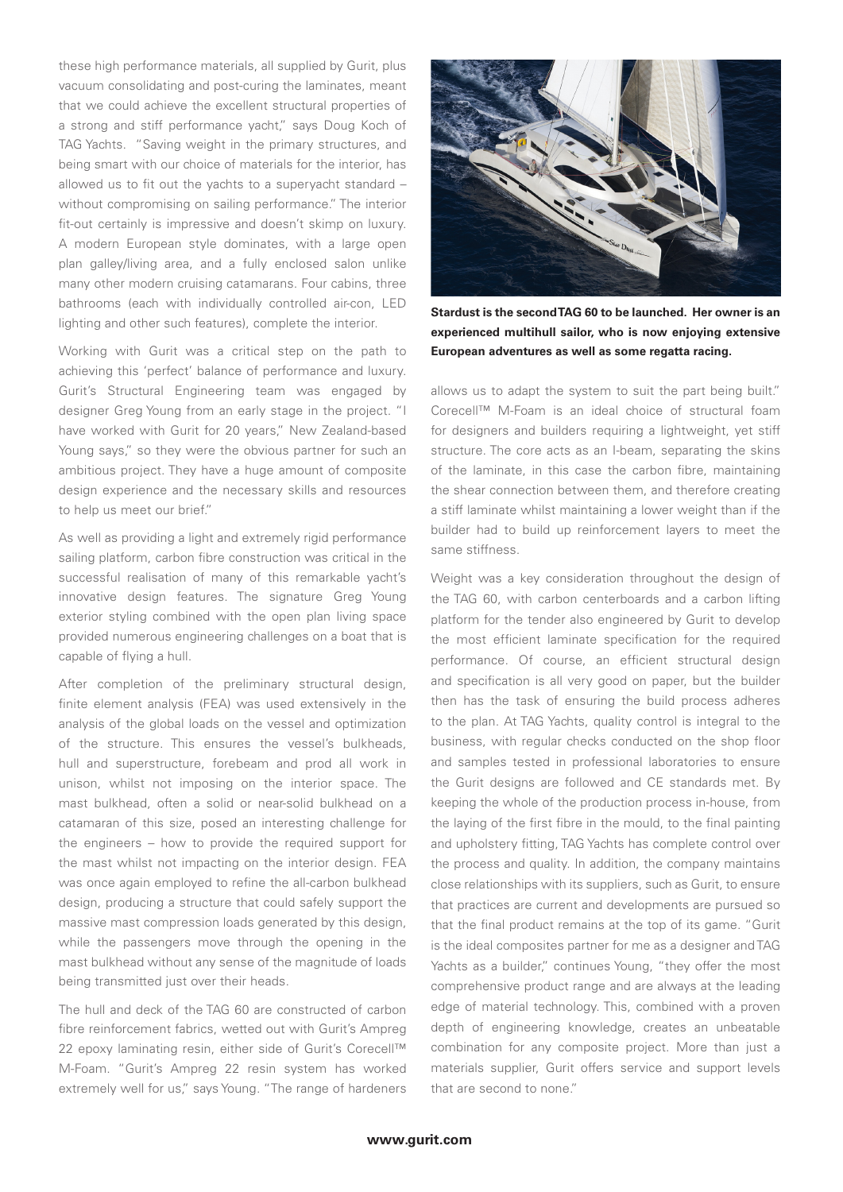these high performance materials, all supplied by Gurit, plus vacuum consolidating and post-curing the laminates, meant that we could achieve the excellent structural properties of a strong and stiff performance yacht," says Doug Koch of TAG Yachts. "Saving weight in the primary structures, and being smart with our choice of materials for the interior, has allowed us to fit out the yachts to a superyacht standard – without compromising on sailing performance." The interior fit-out certainly is impressive and doesn't skimp on luxury. A modern European style dominates, with a large open plan galley/living area, and a fully enclosed salon unlike many other modern cruising catamarans. Four cabins, three bathrooms (each with individually controlled air-con, LED lighting and other such features), complete the interior.

Working with Gurit was a critical step on the path to achieving this 'perfect' balance of performance and luxury. Gurit's Structural Engineering team was engaged by designer Greg Young from an early stage in the project. "I have worked with Gurit for 20 years," New Zealand-based Young says," so they were the obvious partner for such an ambitious project. They have a huge amount of composite design experience and the necessary skills and resources to help us meet our brief."

As well as providing a light and extremely rigid performance sailing platform, carbon fibre construction was critical in the successful realisation of many of this remarkable yacht's innovative design features. The signature Greg Young exterior styling combined with the open plan living space provided numerous engineering challenges on a boat that is capable of flying a hull.

After completion of the preliminary structural design, finite element analysis (FEA) was used extensively in the analysis of the global loads on the vessel and optimization of the structure. This ensures the vessel's bulkheads, hull and superstructure, forebeam and prod all work in unison, whilst not imposing on the interior space. The mast bulkhead, often a solid or near-solid bulkhead on a catamaran of this size, posed an interesting challenge for the engineers – how to provide the required support for the mast whilst not impacting on the interior design. FEA was once again employed to refine the all-carbon bulkhead design, producing a structure that could safely support the massive mast compression loads generated by this design, while the passengers move through the opening in the mast bulkhead without any sense of the magnitude of loads being transmitted just over their heads.

The hull and deck of the TAG 60 are constructed of carbon fibre reinforcement fabrics, wetted out with Gurit's Ampreg 22 epoxy laminating resin, either side of Gurit's Corecell™ M-Foam. "Gurit's Ampreg 22 resin system has worked extremely well for us," says Young. "The range of hardeners allows us to adapt the system to suit the part being built." Corecell™ M-Foam is an ideal choice of structural foam for designers and builders requiring a lightweight, yet stiff structure. The core acts as an I-beam, separating the skins of the laminate, in this case the carbon fibre, maintaining the shear connection between them, and therefore creating a stiff laminate whilst maintaining a lower weight than if the builder had to build up reinforcement layers to meet the same stiffness.

**Stardust is the second TAG 60 to be launched. Her owner is an experienced multihull sailor, who is now enjoying extensive European adventures as well as some regatta racing.**

Weight was a key consideration throughout the design of the TAG 60, with carbon centerboards and a carbon lifting platform for the tender also engineered by Gurit to develop the most efficient laminate specification for the required performance. Of course, an efficient structural design and specification is all very good on paper, but the builder then has the task of ensuring the build process adheres to the plan. At TAG Yachts, quality control is integral to the business, with regular checks conducted on the shop floor and samples tested in professional laboratories to ensure the Gurit designs are followed and CE standards met. By keeping the whole of the production process in-house, from the laying of the first fibre in the mould, to the final painting and upholstery fitting, TAG Yachts has complete control over the process and quality. In addition, the company maintains close relationships with its suppliers, such as Gurit, to ensure that practices are current and developments are pursued so that the final product remains at the top of its game. "Gurit is the ideal composites partner for me as a designer and TAG Yachts as a builder," continues Young, "they offer the most comprehensive product range and are always at the leading edge of material technology. This, combined with a proven depth of engineering knowledge, creates an unbeatable combination for any composite project. More than just a materials supplier, Gurit offers service and support levels that are second to none."

**www.gurit.com**